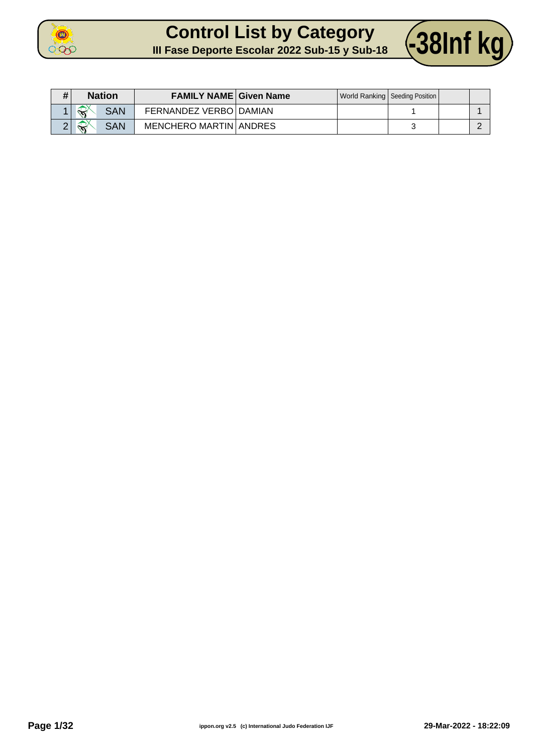# Control List by Category

## III Fase Deporte Escolar 2022 Sub-15 y Sub-18

## -38Inf kg

| # | Nation | FAMILY NAME | Given Name | World Ranking | Seeding Position | | |
|---|---|---|---|---|---|---|---|
| 1 | SAN | FERNANDEZ VERBO | DAMIAN | | 1 | | 1 |
| 2 | SAN | MENCHERO MARTIN | ANDRES | | 3 | | 2 |

ippon.org v2.5 (c) International Judo Federation IJF

29-Mar-2022 - 18:22:09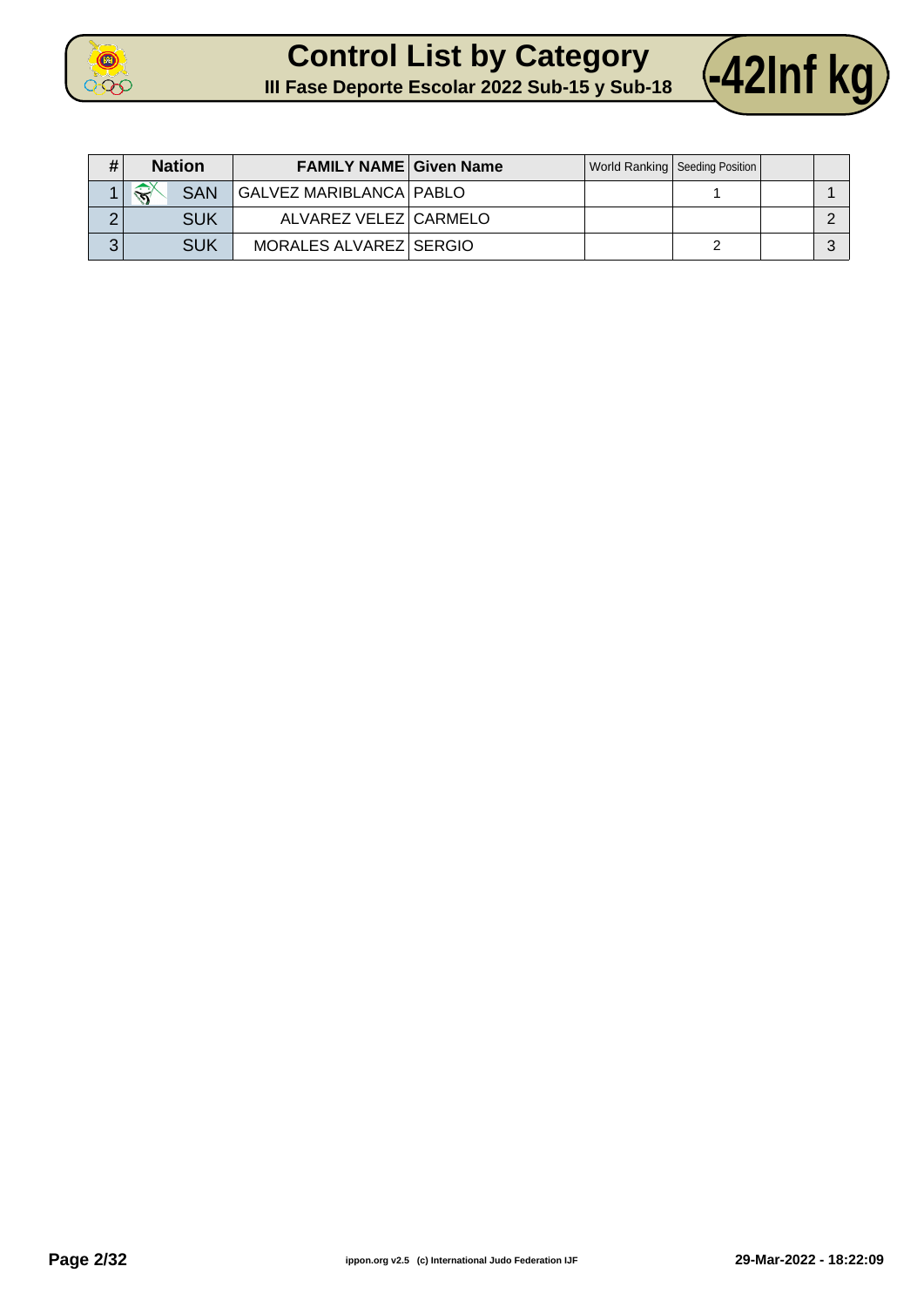# Control List by Category

## III Fase Deporte Escolar 2022 Sub-15 y Sub-18

## -42Inf kg

| # | Nation | FAMILY NAME | Given Name | World Ranking | Seeding Position | | |
|---|---|---|---|---|---|---|---|
| 1 | SAN | GALVEZ MARIBLANCA | PABLO | | 1 | | 1 |
| 2 | SUK | ALVAREZ VELEZ | CARMELO | | | | 2 |
| 3 | SUK | MORALES ALVAREZ | SERGIO | | 2 | | 3 |

ippon.org v2.5 (c) International Judo Federation IJF

29-Mar-2022 - 18:22:09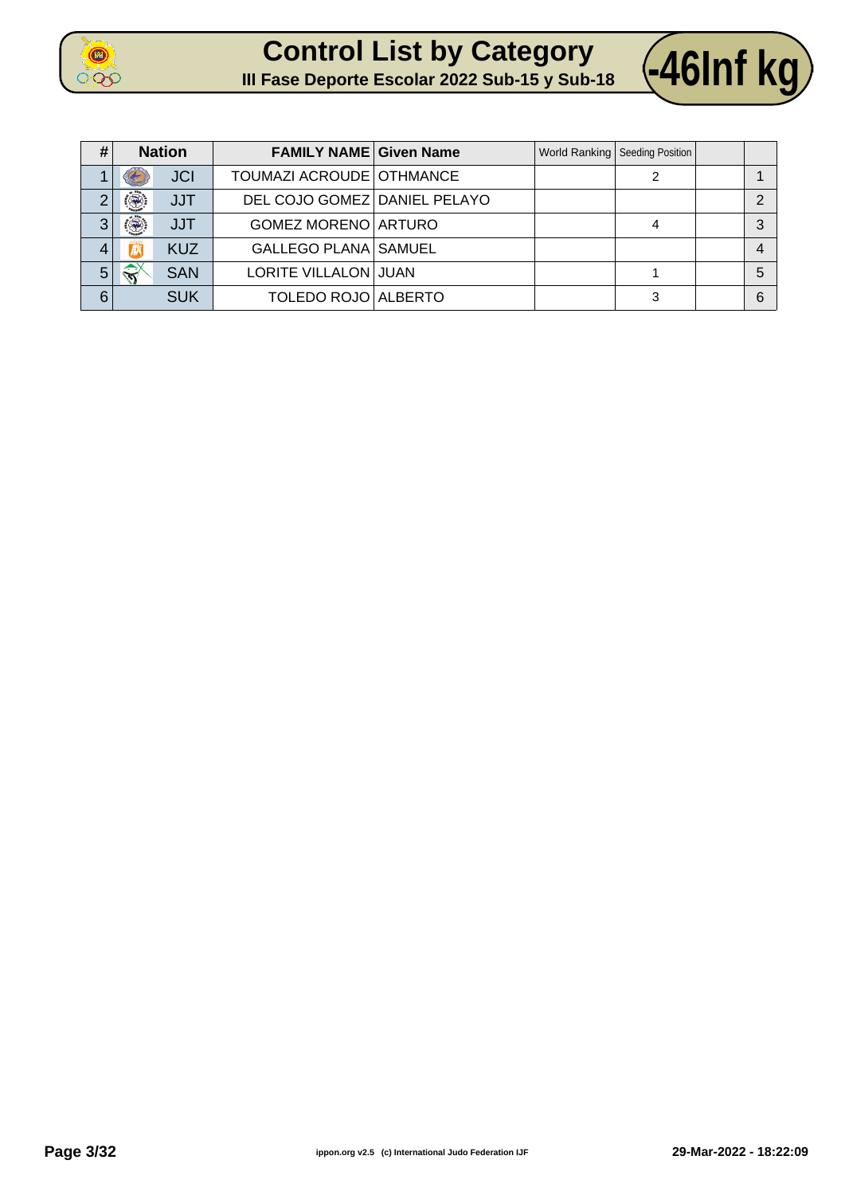# Control List by Category

## III Fase Deporte Escolar 2022 Sub-15 y Sub-18

**-46Inf kg**

| # | Nation | | FAMILY NAME | Given Name | World Ranking | Seeding Position | | |
|---|---|---|---|---|---|---|---|---|
| 1 | | JCI | TOUMAZI ACROUDE | OTHMANCE | | 2 | | 1 |
| 2 | | JJT | DEL COJO GOMEZ | DANIEL PELAYO | | | | 2 |
| 3 | | JJT | GOMEZ MORENO | ARTURO | | 4 | | 3 |
| 4 | | KUZ | GALLEGO PLANA | SAMUEL | | | | 4 |
| 5 | | SAN | LORITE VILLALON | JUAN | | 1 | | 5 |
| 6 | | SUK | TOLEDO ROJO | ALBERTO | | 3 | | 6 |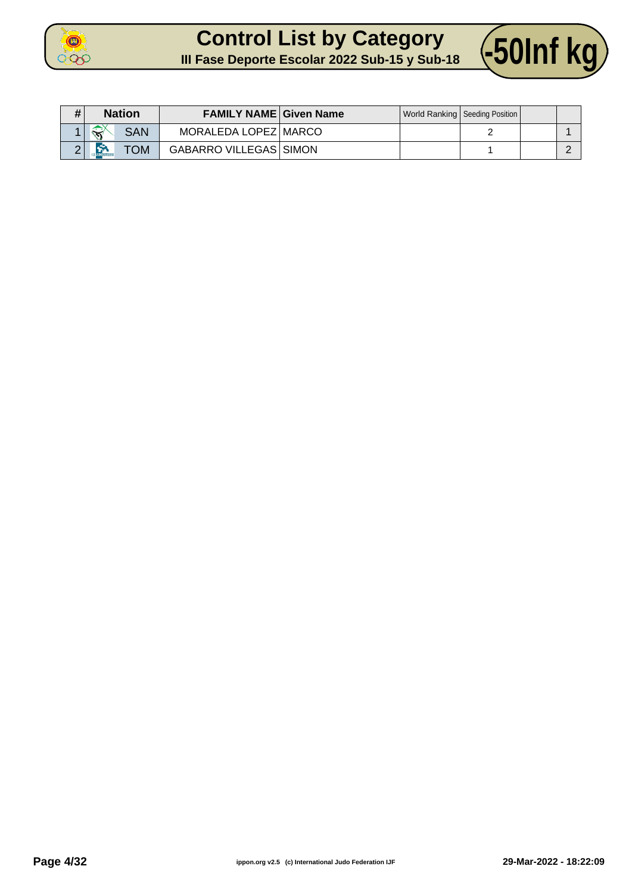# Control List by Category

## III Fase Deporte Escolar 2022 Sub-15 y Sub-18

## -50Inf kg

| # | Nation | FAMILY NAME | Given Name | World Ranking | Seeding Position | | |
|---|---|---|---|---|---|---|---|
| 1 | SAN | MORALEDA LOPEZ | MARCO | | 2 | | 1 |
| 2 | TOM | GABARRO VILLEGAS | SIMON | | 1 | | 2 |

29-Mar-2022 - 18:22:09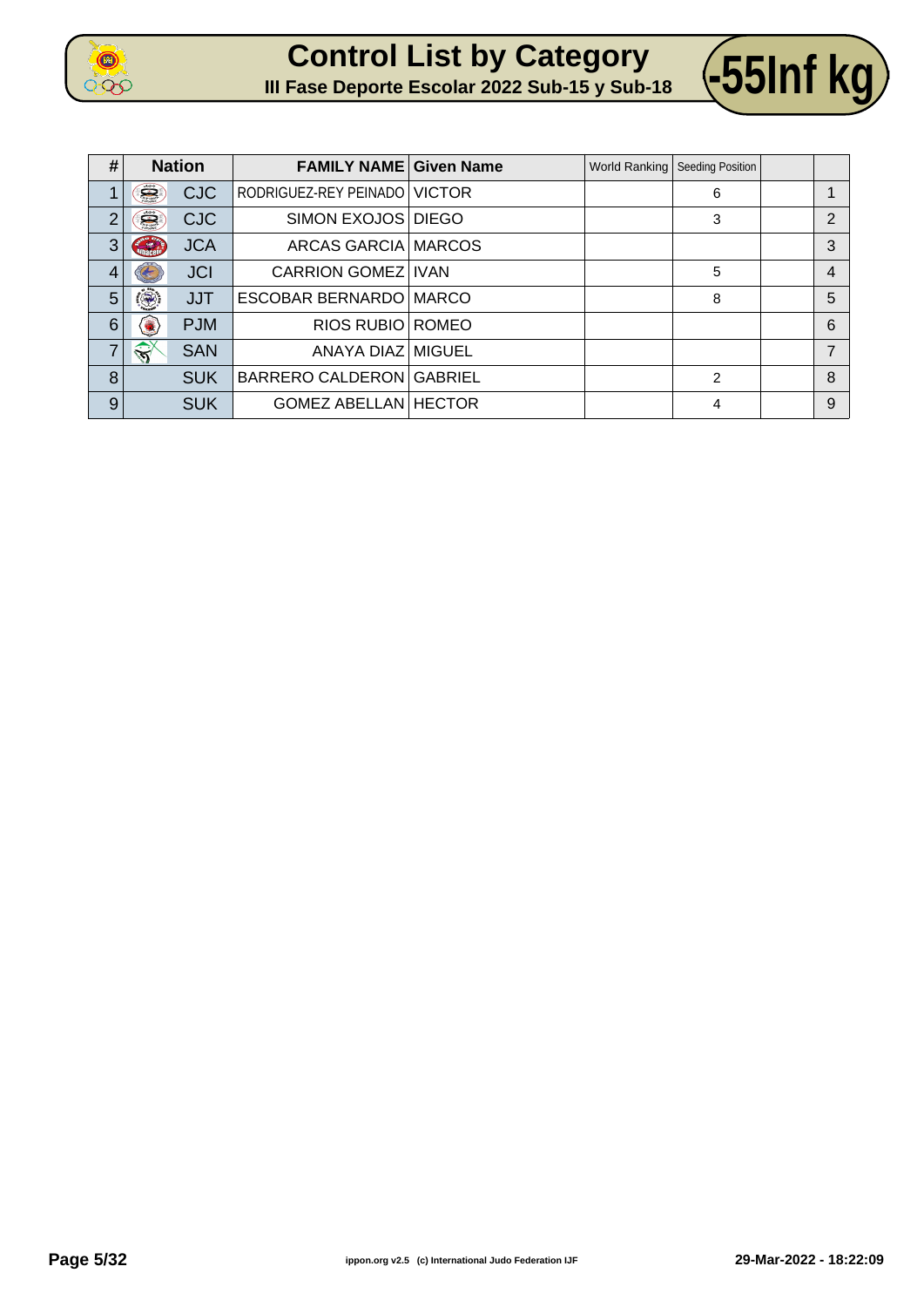# Control List by Category

## III Fase Deporte Escolar 2022 Sub-15 y Sub-18

# -55Inf kg

| # | Nation | FAMILY NAME | Given Name | World Ranking | Seeding Position | | |
|---|---|---|---|---|---|---|---|
| 1 | CJC | RODRIGUEZ-REY PEINADO | VICTOR | | 6 | | 1 |
| 2 | CJC | SIMON EXOJOS | DIEGO | | 3 | | 2 |
| 3 | JCA | ARCAS GARCIA | MARCOS | | | | 3 |
| 4 | JCI | CARRION GOMEZ | IVAN | | 5 | | 4 |
| 5 | JJT | ESCOBAR BERNARDO | MARCO | | 8 | | 5 |
| 6 | PJM | RIOS RUBIO | ROMEO | | | | 6 |
| 7 | SAN | ANAYA DIAZ | MIGUEL | | | | 7 |
| 8 | SUK | BARRERO CALDERON | GABRIEL | | 2 | | 8 |
| 9 | SUK | GOMEZ ABELLAN | HECTOR | | 4 | | 9 |

ippon.org v2.5 (c) International Judo Federation IJF

29-Mar-2022 - 18:22:09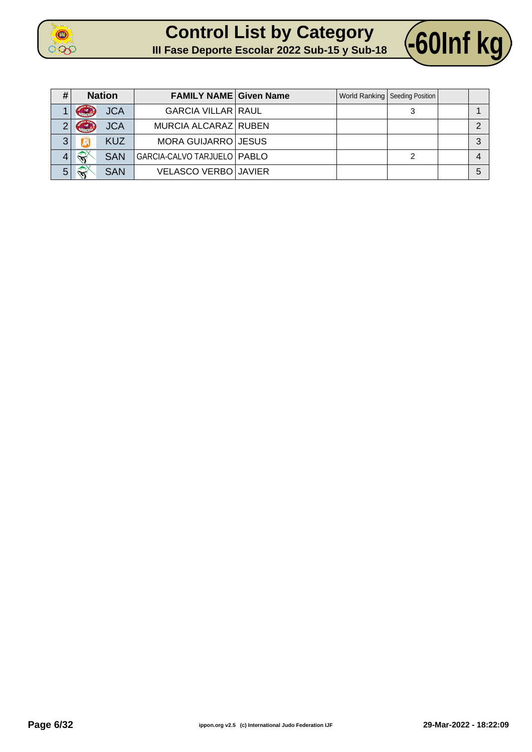# Control List by Category

## III Fase Deporte Escolar 2022 Sub-15 y Sub-18

## -60Inf kg

| # | Nation | FAMILY NAME | Given Name | World Ranking | Seeding Position | | |
|---|---|---|---|---|---|---|---|
| 1 | JCA | GARCIA VILLAR | RAUL | | 3 | | 1 |
| 2 | JCA | MURCIA ALCARAZ | RUBEN | | | | 2 |
| 3 | KUZ | MORA GUIJARRO | JESUS | | | | 3 |
| 4 | SAN | GARCIA-CALVO TARJUELO | PABLO | | 2 | | 4 |
| 5 | SAN | VELASCO VERBO | JAVIER | | | | 5 |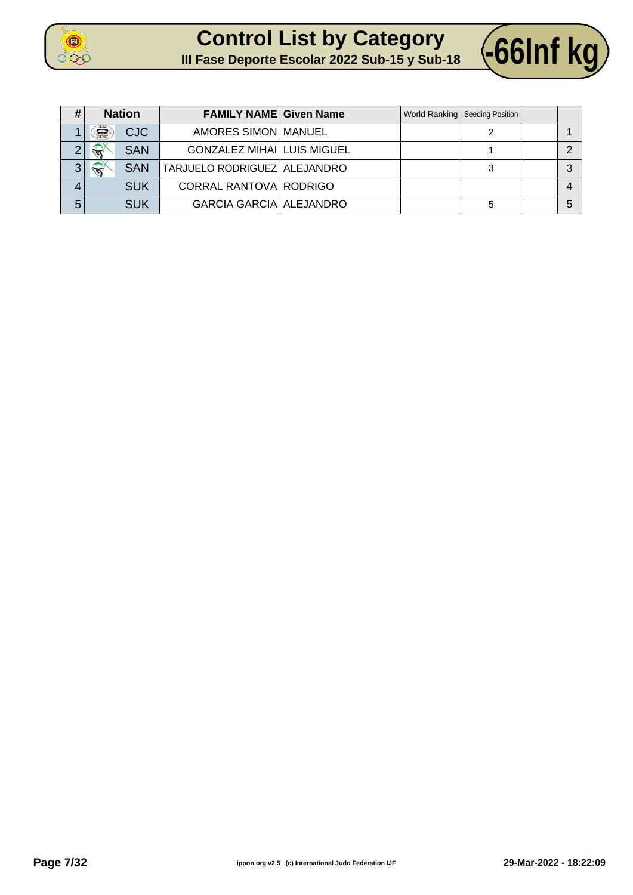# Control List by Category

## III Fase Deporte Escolar 2022 Sub-15 y Sub-18

## -66Inf kg

| # | Nation | FAMILY NAME | Given Name | World Ranking | Seeding Position | | |
|---|---|---|---|---|---|---|---|
| 1 | CJC | AMORES SIMON | MANUEL | | 2 | | 1 |
| 2 | SAN | GONZALEZ MIHAI | LUIS MIGUEL | | 1 | | 2 |
| 3 | SAN | TARJUELO RODRIGUEZ | ALEJANDRO | | 3 | | 3 |
| 4 | SUK | CORRAL RANTOVA | RODRIGO | | | | 4 |
| 5 | SUK | GARCIA GARCIA | ALEJANDRO | | 5 | | 5 |

ippon.org v2.5 (c) International Judo Federation IJF

29-Mar-2022 - 18:22:09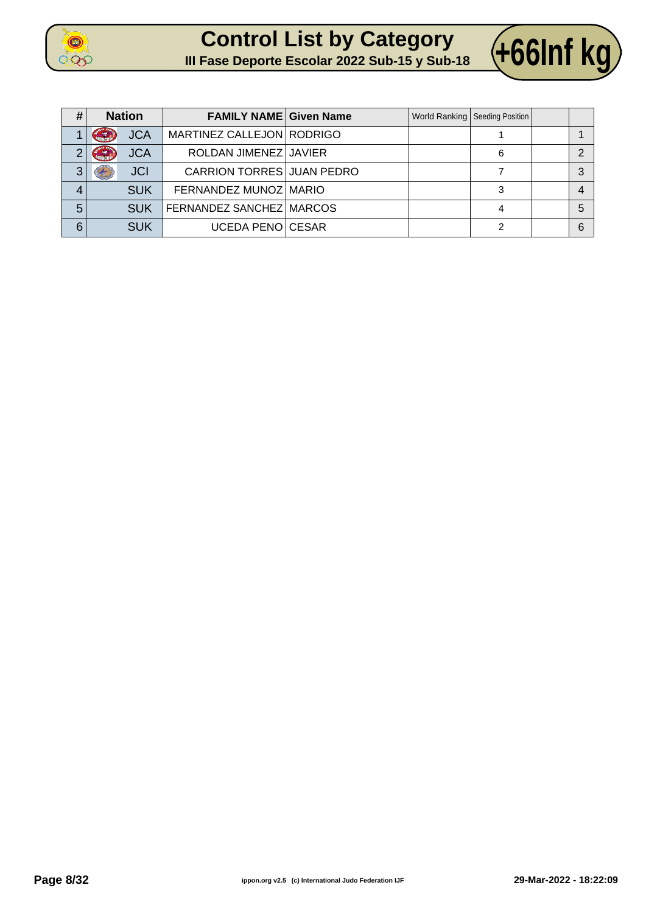# Control List by Category

## III Fase Deporte Escolar 2022 Sub-15 y Sub-18

# +66Inf kg

| # | Nation | FAMILY NAME | Given Name | World Ranking | Seeding Position | | |
|---|---|---|---|---|---|---|---|
| 1 | JCA | MARTINEZ CALLEJON | RODRIGO | | 1 | | 1 |
| 2 | JCA | ROLDAN JIMENEZ | JAVIER | | 6 | | 2 |
| 3 | JCI | CARRION TORRES | JUAN PEDRO | | 7 | | 3 |
| 4 | SUK | FERNANDEZ MUNOZ | MARIO | | 3 | | 4 |
| 5 | SUK | FERNANDEZ SANCHEZ | MARCOS | | 4 | | 5 |
| 6 | SUK | UCEDA PENO | CESAR | | 2 | | 6 |

ippon.org v2.5 (c) International Judo Federation IJF

29-Mar-2022 - 18:22:09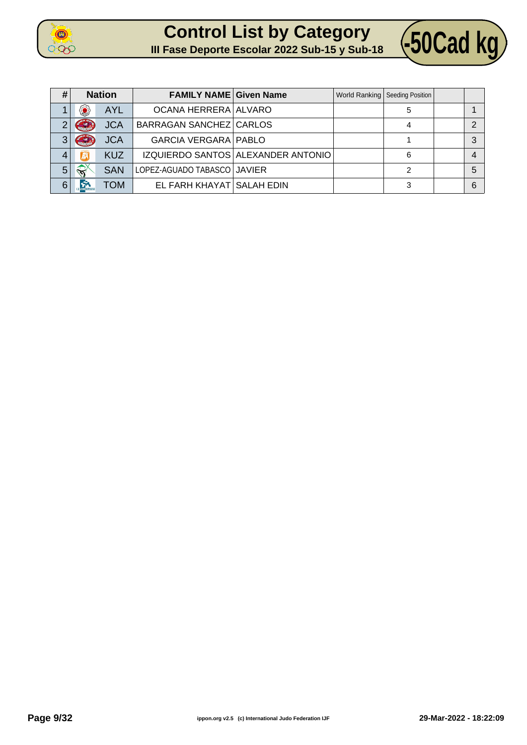# Control List by Category

## III Fase Deporte Escolar 2022 Sub-15 y Sub-18

**-50Cad kg**

| # | Nation | | FAMILY NAME | Given Name | World Ranking | Seeding Position | | |
|---|---|---|---|---|---|---|---|---|
| 1 | | AYL | OCANA HERRERA | ALVARO | | 5 | | 1 |
| 2 | | JCA | BARRAGAN SANCHEZ | CARLOS | | 4 | | 2 |
| 3 | | JCA | GARCIA VERGARA | PABLO | | 1 | | 3 |
| 4 | | KUZ | IZQUIERDO SANTOS | ALEXANDER ANTONIO | | 6 | | 4 |
| 5 | | SAN | LOPEZ-AGUADO TABASCO | JAVIER | | 2 | | 5 |
| 6 | | TOM | EL FARH KHAYAT | SALAH EDIN | | 3 | | 6 |

ippon.org v2.5 (c) International Judo Federation IJF

29-Mar-2022 - 18:22:09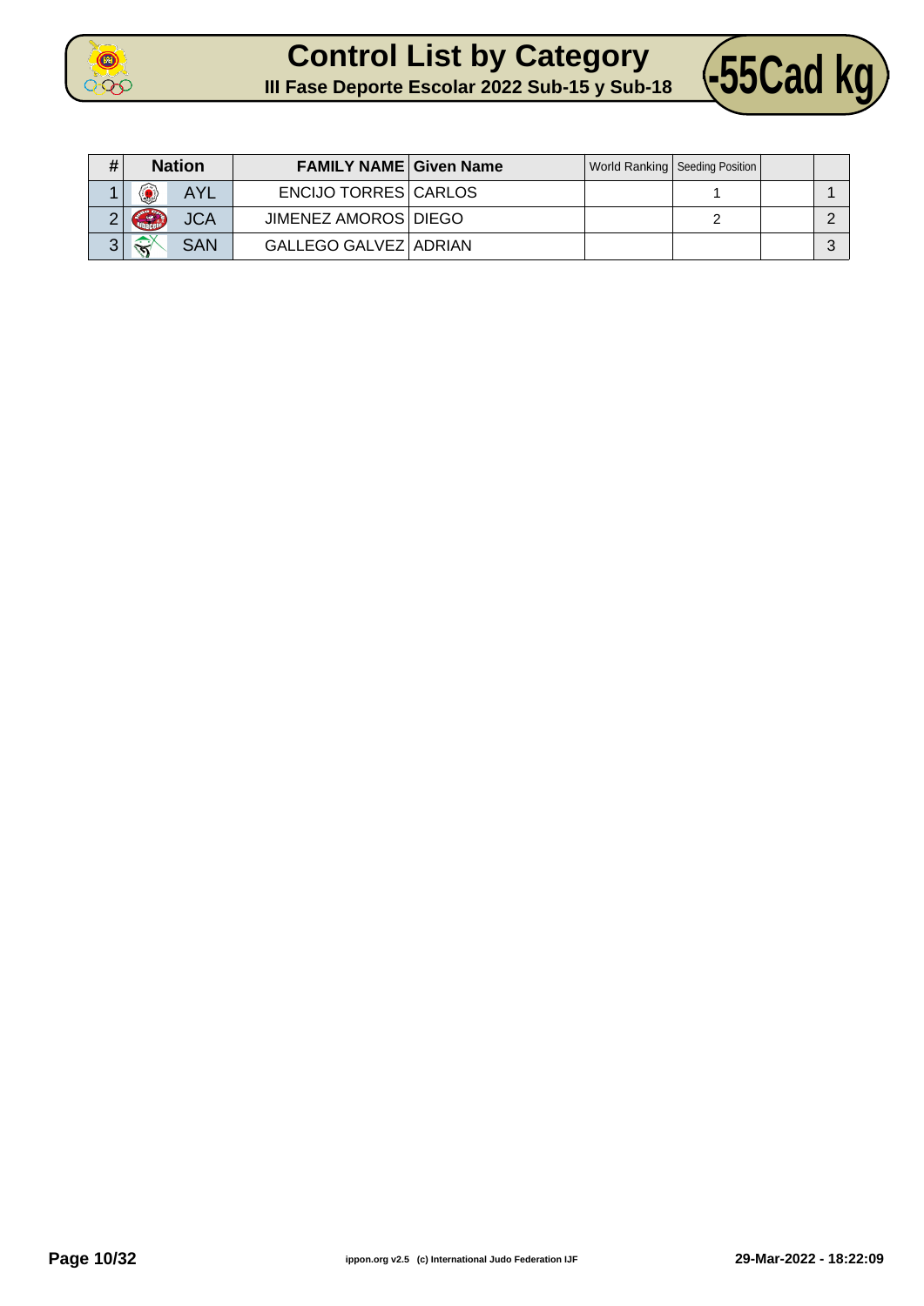# Control List by Category

## III Fase Deporte Escolar 2022 Sub-15 y Sub-18

**-55Cad kg**

| # | Nation | | FAMILY NAME | Given Name | World Ranking | Seeding Position | | |
|---|---|---|---|---|---|---|---|---|
| 1 | | AYL | ENCIJO TORRES | CARLOS | | 1 | | 1 |
| 2 | | JCA | JIMENEZ AMOROS | DIEGO | | 2 | | 2 |
| 3 | | SAN | GALLEGO GALVEZ | ADRIAN | | | | 3 |

ippon.org v2.5 (c) International Judo Federation IJF

29-Mar-2022 - 18:22:09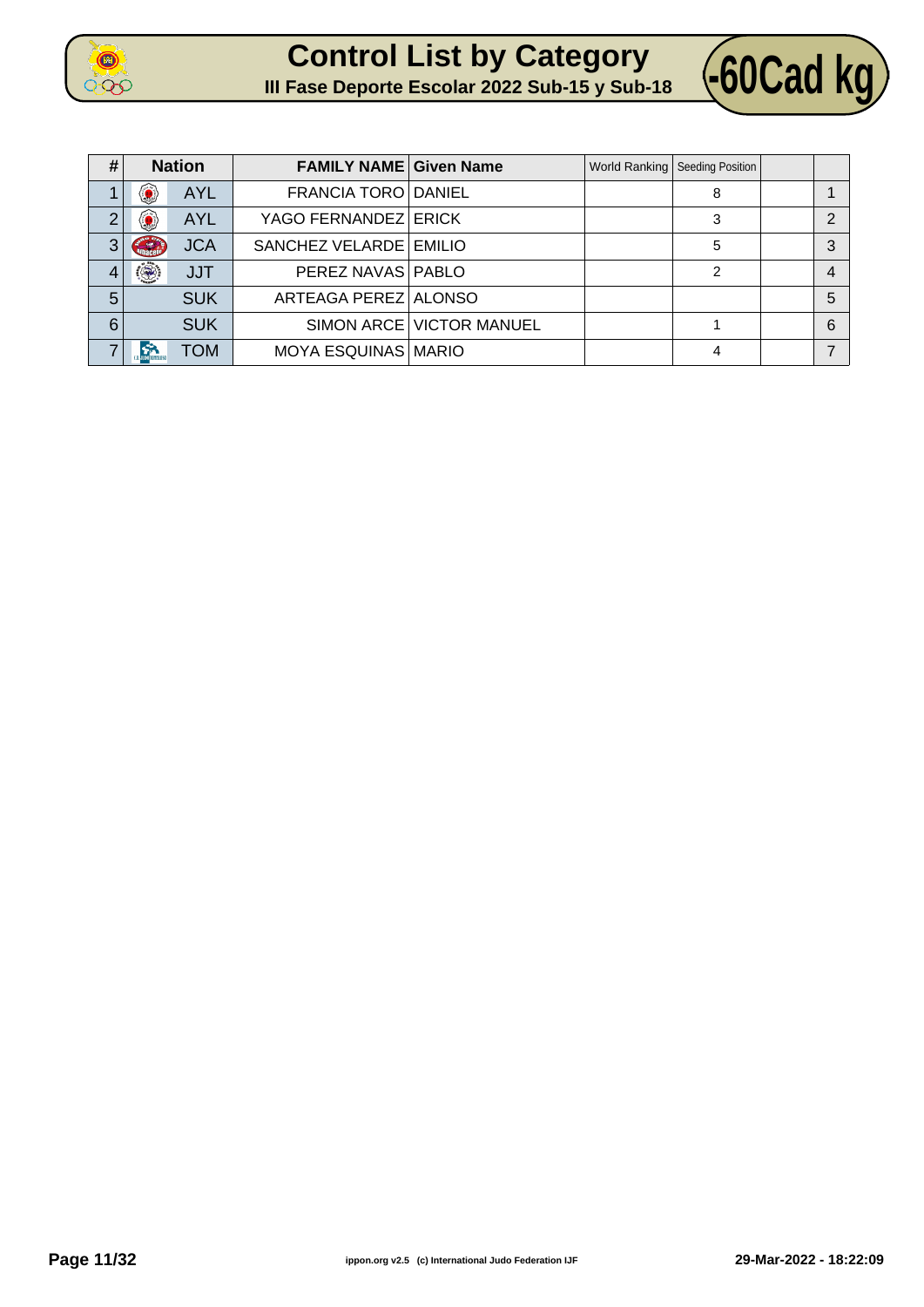# Control List by Category

## III Fase Deporte Escolar 2022 Sub-15 y Sub-18

**-60Cad kg**

| # | Nation | FAMILY NAME | Given Name | World Ranking | Seeding Position | | |
|---|---|---|---|---|---|---|---|
| 1 | AYL | FRANCIA TORO | DANIEL | | 8 | | 1 |
| 2 | AYL | YAGO FERNANDEZ | ERICK | | 3 | | 2 |
| 3 | JCA | SANCHEZ VELARDE | EMILIO | | 5 | | 3 |
| 4 | JJT | PEREZ NAVAS | PABLO | | 2 | | 4 |
| 5 | SUK | ARTEAGA PEREZ | ALONSO | | | | 5 |
| 6 | SUK | SIMON ARCE | VICTOR MANUEL | | 1 | | 6 |
| 7 | TOM | MOYA ESQUINAS | MARIO | | 4 | | 7 |

ippon.org v2.5 (c) International Judo Federation IJF

29-Mar-2022 - 18:22:09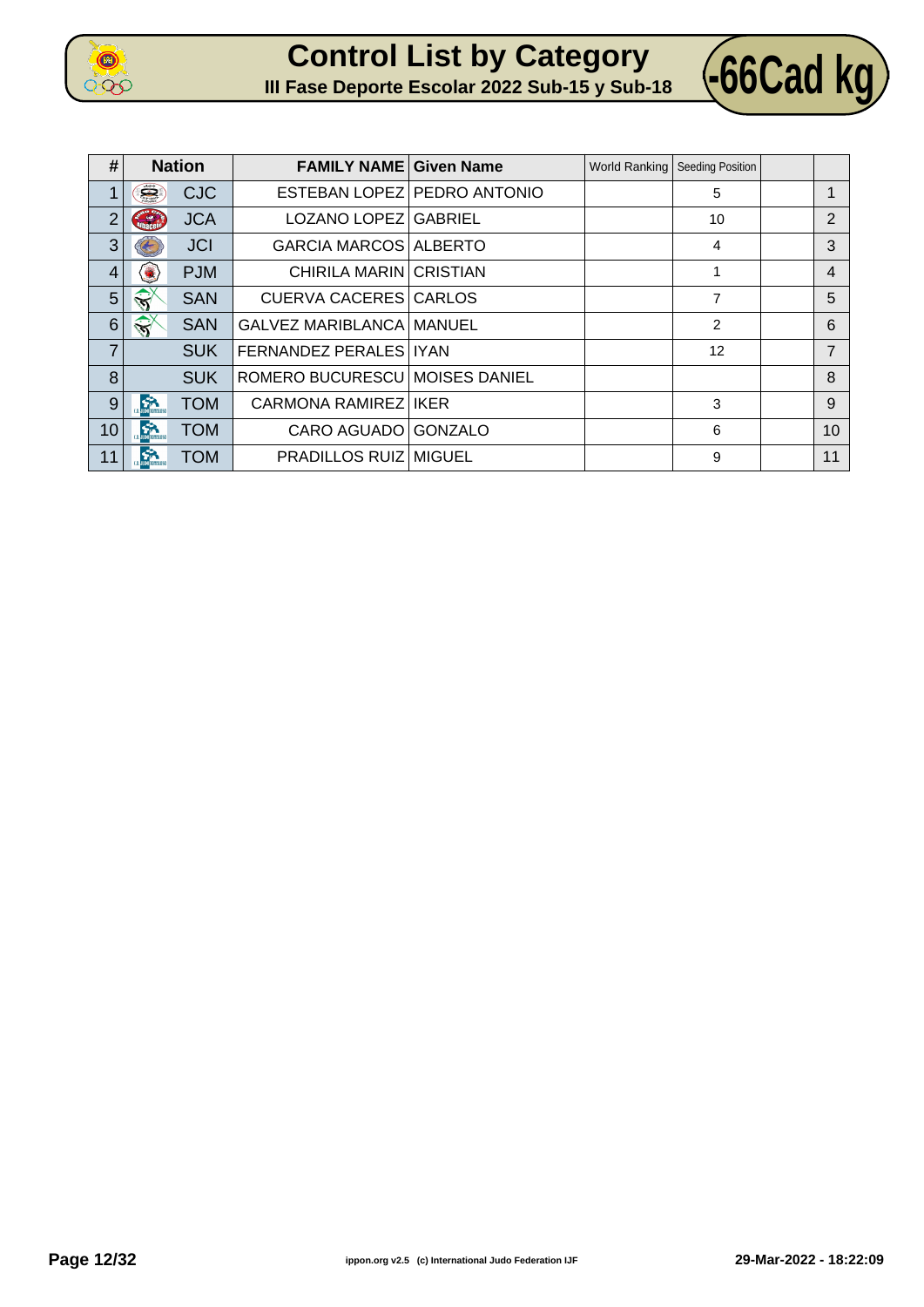# Control List by Category

## III Fase Deporte Escolar 2022 Sub-15 y Sub-18

## -66Cad kg

| # | Nation | | FAMILY NAME | Given Name | World Ranking | Seeding Position | | |
|---|---|---|---|---|---|---|---|---|
| 1 | | CJC | ESTEBAN LOPEZ | PEDRO ANTONIO | | 5 | | 1 |
| 2 | | JCA | LOZANO LOPEZ | GABRIEL | | 10 | | 2 |
| 3 | | JCI | GARCIA MARCOS | ALBERTO | | 4 | | 3 |
| 4 | | PJM | CHIRILA MARIN | CRISTIAN | | 1 | | 4 |
| 5 | | SAN | CUERVA CACERES | CARLOS | | 7 | | 5 |
| 6 | | SAN | GALVEZ MARIBLANCA | MANUEL | | 2 | | 6 |
| 7 | | SUK | FERNANDEZ PERALES | IYAN | | 12 | | 7 |
| 8 | | SUK | ROMERO BUCURESCU | MOISES DANIEL | | | | 8 |
| 9 | | TOM | CARMONA RAMIREZ | IKER | | 3 | | 9 |
| 10 | | TOM | CARO AGUADO | GONZALO | | 6 | | 10 |
| 11 | | TOM | PRADILLOS RUIZ | MIGUEL | | 9 | | 11 |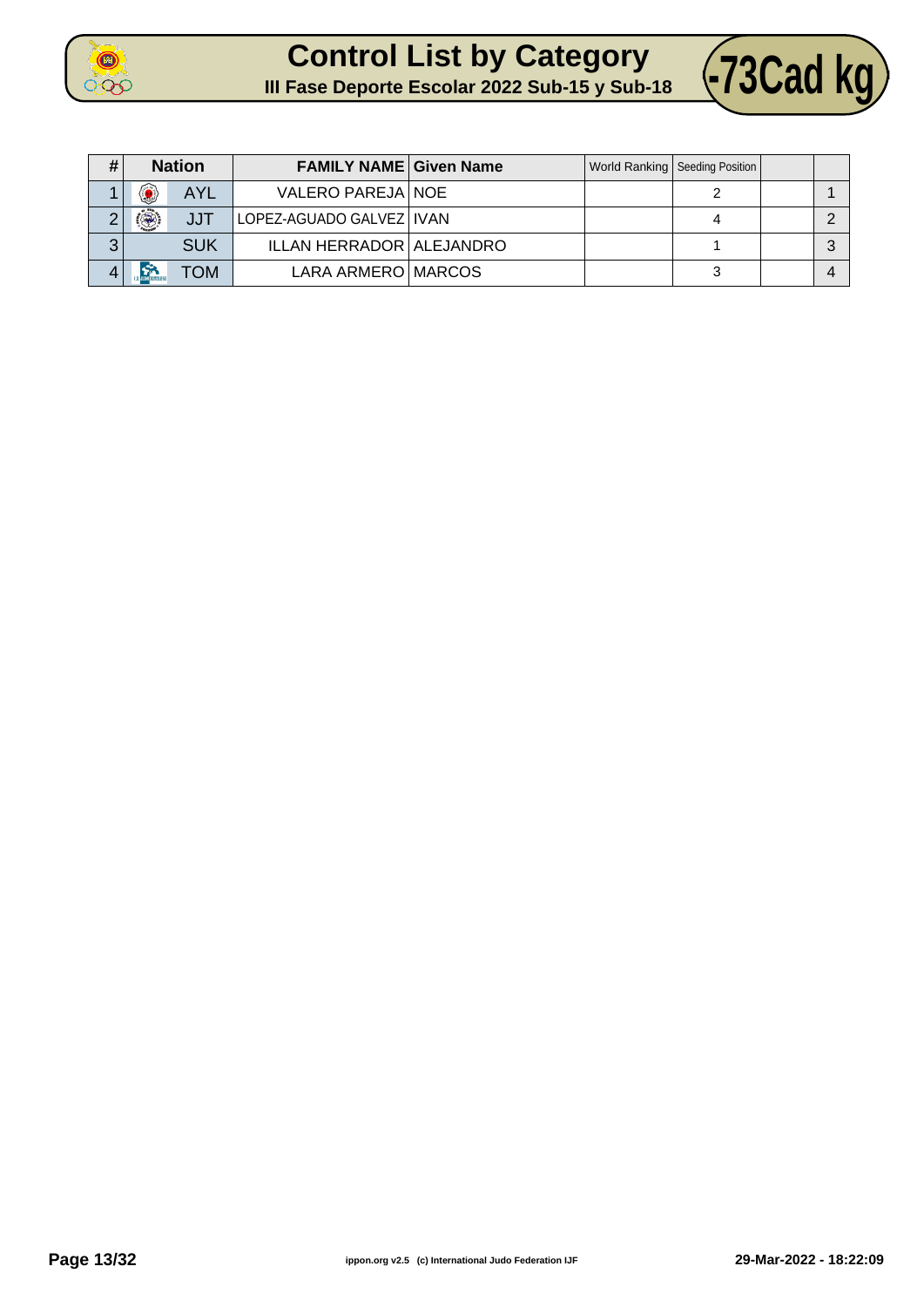# Control List by Category

## III Fase Deporte Escolar 2022 Sub-15 y Sub-18

## -73Cad kg

| # | Nation | | FAMILY NAME | Given Name | World Ranking | Seeding Position | | |
|---|---|---|---|---|---|---|---|---|
| 1 | | AYL | VALERO PAREJA | NOE | | 2 | | 1 |
| 2 | | JJT | LOPEZ-AGUADO GALVEZ | IVAN | | 4 | | 2 |
| 3 | | SUK | ILLAN HERRADOR | ALEJANDRO | | 1 | | 3 |
| 4 | | TOM | LARA ARMERO | MARCOS | | 3 | | 4 |

ippon.org v2.5 (c) International Judo Federation IJF

29-Mar-2022 - 18:22:09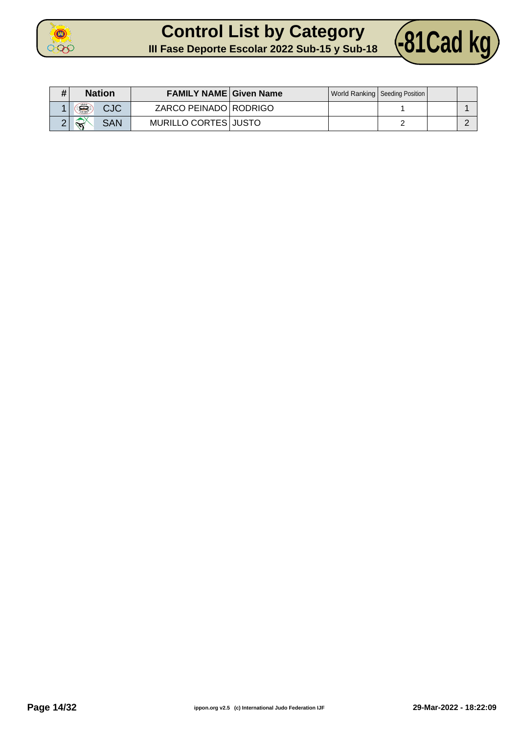# Control List by Category

## III Fase Deporte Escolar 2022 Sub-15 y Sub-18

**-81Cad kg**

| # | Nation | FAMILY NAME | Given Name | World Ranking | Seeding Position | | |
|---|---|---|---|---|---|---|---|
| 1 | CJC | ZARCO PEINADO | RODRIGO | | 1 | | 1 |
| 2 | SAN | MURILLO CORTES | JUSTO | | 2 | | 2 |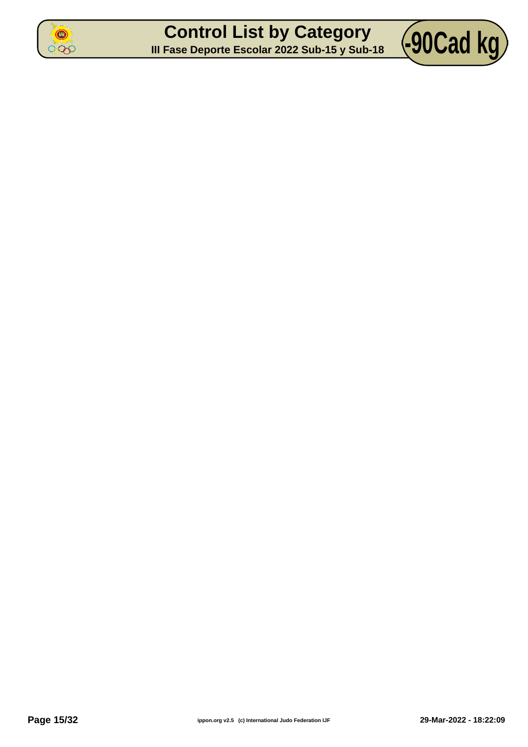# Control List by Category

**III Fase Deporte Escolar 2022 Sub-15 y Sub-18**

**-90Cad kg**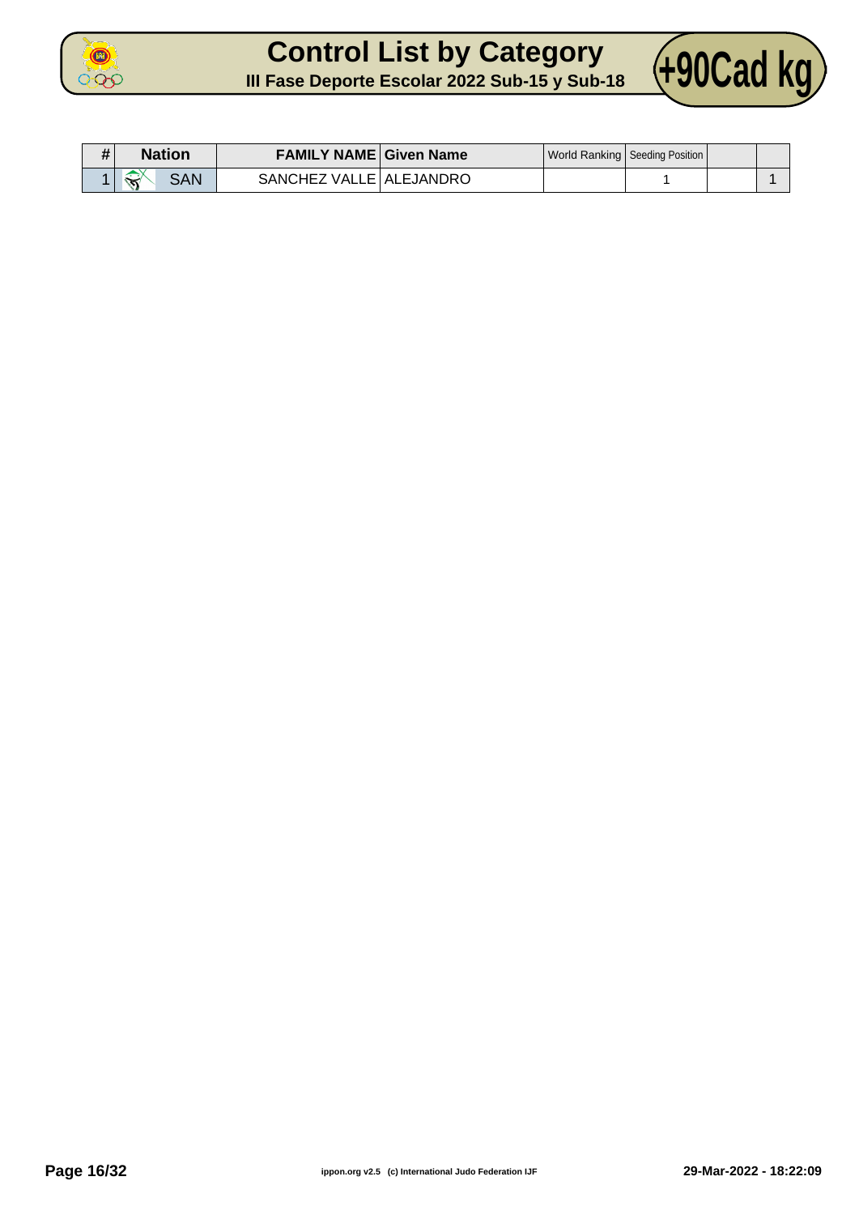# Control List by Category

## III Fase Deporte Escolar 2022 Sub-15 y Sub-18

## +90Cad kg

| # | Nation | FAMILY NAME | Given Name | World Ranking | Seeding Position | | |
|---|---|---|---|---|---|---|---|
| 1 | SAN | SANCHEZ VALLE | ALEJANDRO | | 1 | | 1 |

ippon.org v2.5 (c) International Judo Federation IJF

29-Mar-2022 - 18:22:09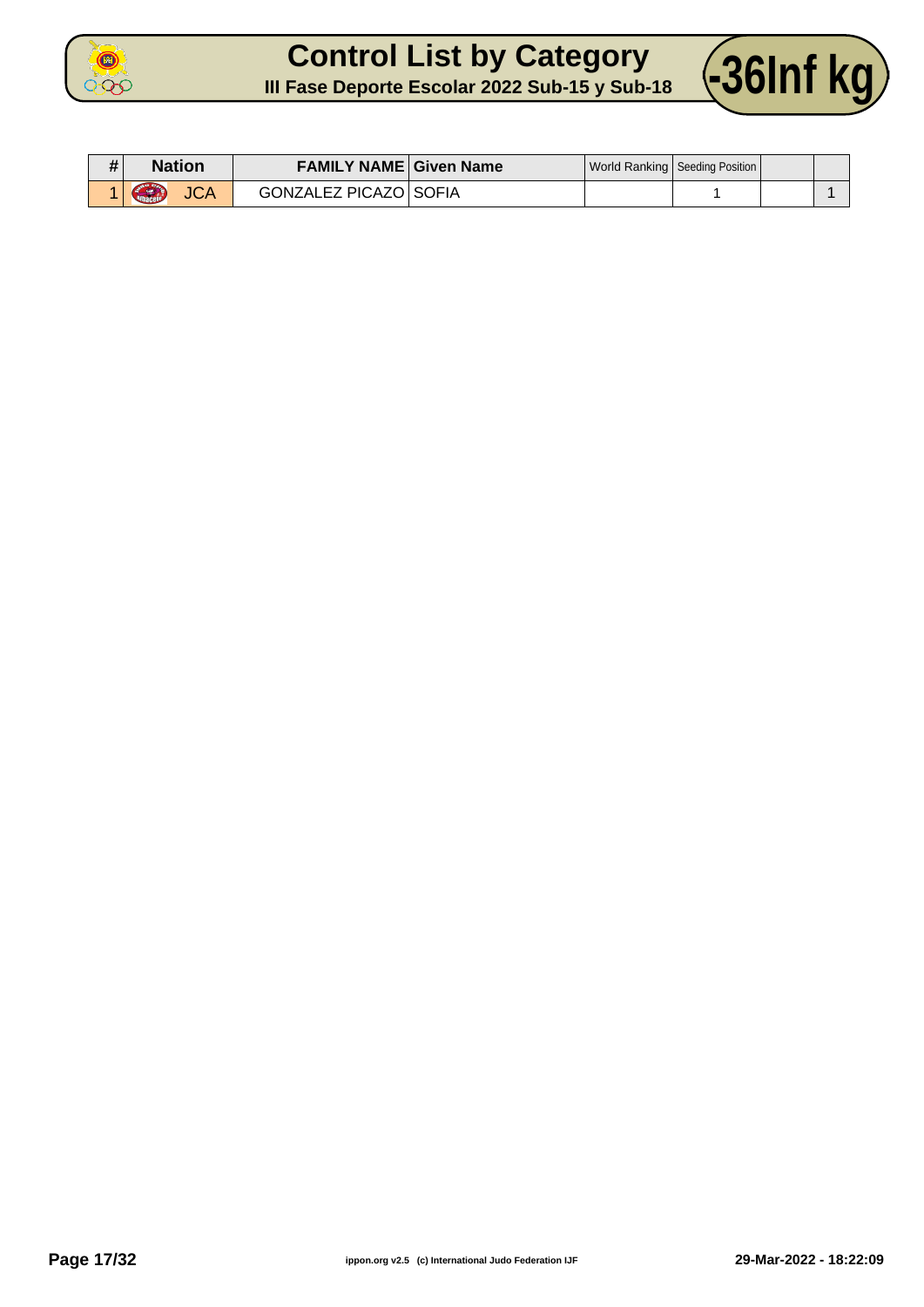# Control List by Category

## III Fase Deporte Escolar 2022 Sub-15 y Sub-18

## -36Inf kg

| # | Nation | FAMILY NAME | Given Name | World Ranking | Seeding Position | | |
|---|---|---|---|---|---|---|---|
| 1 | JCA | GONZALEZ PICAZO | SOFIA | | 1 | | 1 |

29-Mar-2022 - 18:22:09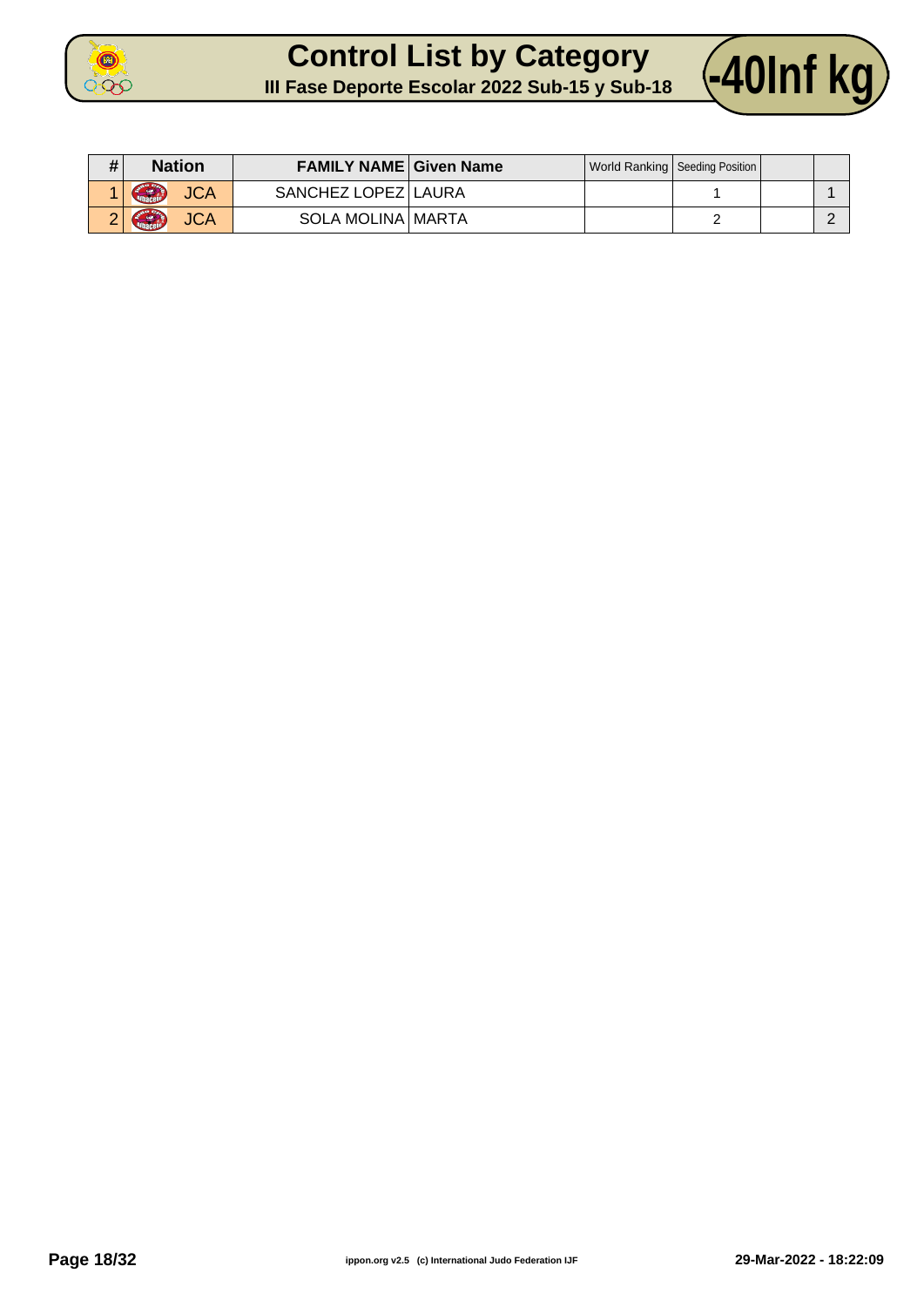# Control List by Category

## III Fase Deporte Escolar 2022 Sub-15 y Sub-18

# -40Inf kg

| # | Nation | FAMILY NAME | Given Name | World Ranking | Seeding Position | | |
|---|---|---|---|---|---|---|---|
| 1 | JCA | SANCHEZ LOPEZ | LAURA | | 1 | | 1 |
| 2 | JCA | SOLA MOLINA | MARTA | | 2 | | 2 |

ippon.org v2.5 (c) International Judo Federation IJF

29-Mar-2022 - 18:22:09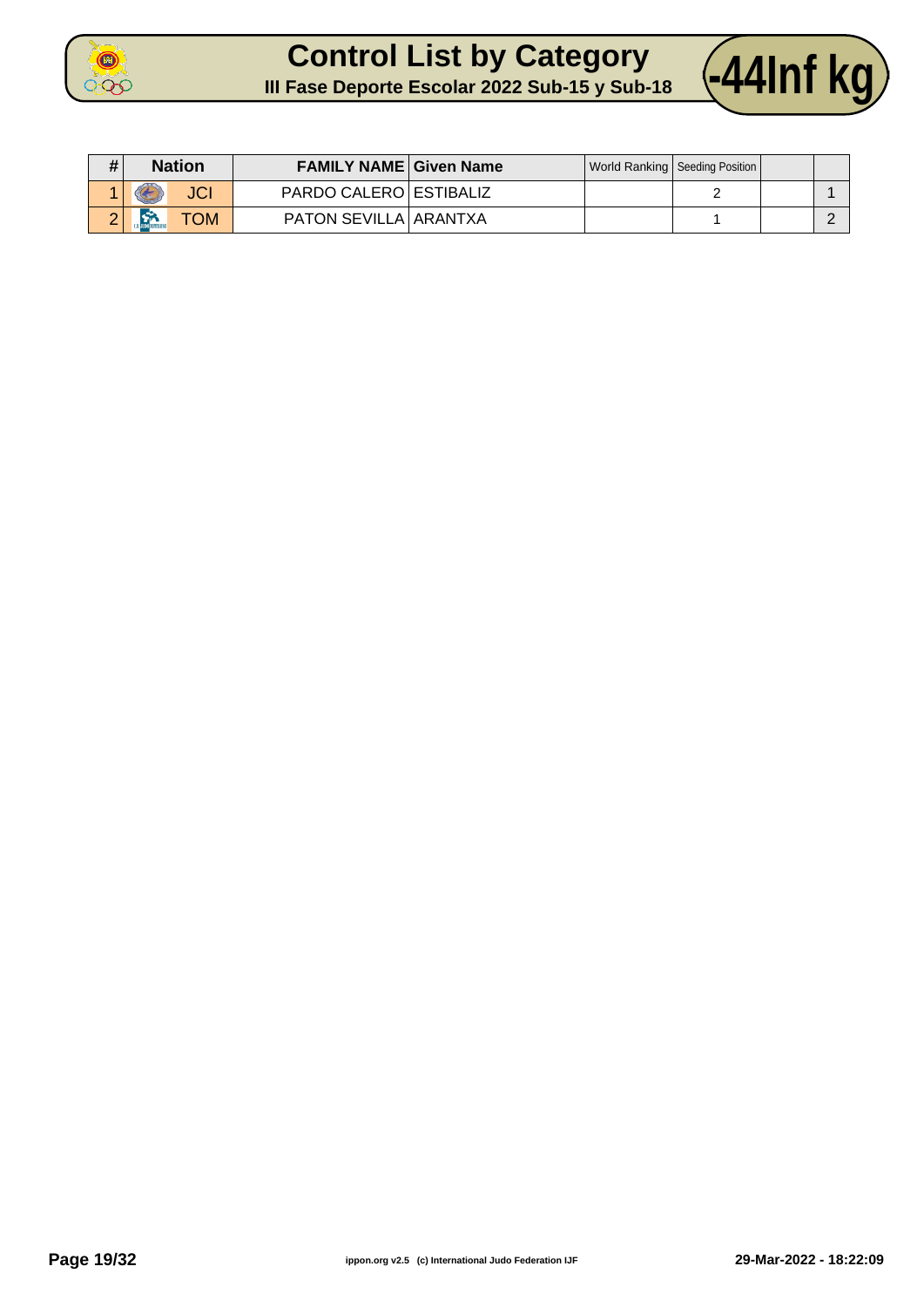# Control List by Category

## III Fase Deporte Escolar 2022 Sub-15 y Sub-18

## -44Inf kg

| # | Nation | FAMILY NAME | Given Name | World Ranking | Seeding Position | | |
|---|---|---|---|---|---|---|---|
| 1 | JCI | PARDO CALERO | ESTIBALIZ | | 2 | | 1 |
| 2 | TOM | PATON SEVILLA | ARANTXA | | 1 | | 2 |

ippon.org v2.5 (c) International Judo Federation IJF

29-Mar-2022 - 18:22:09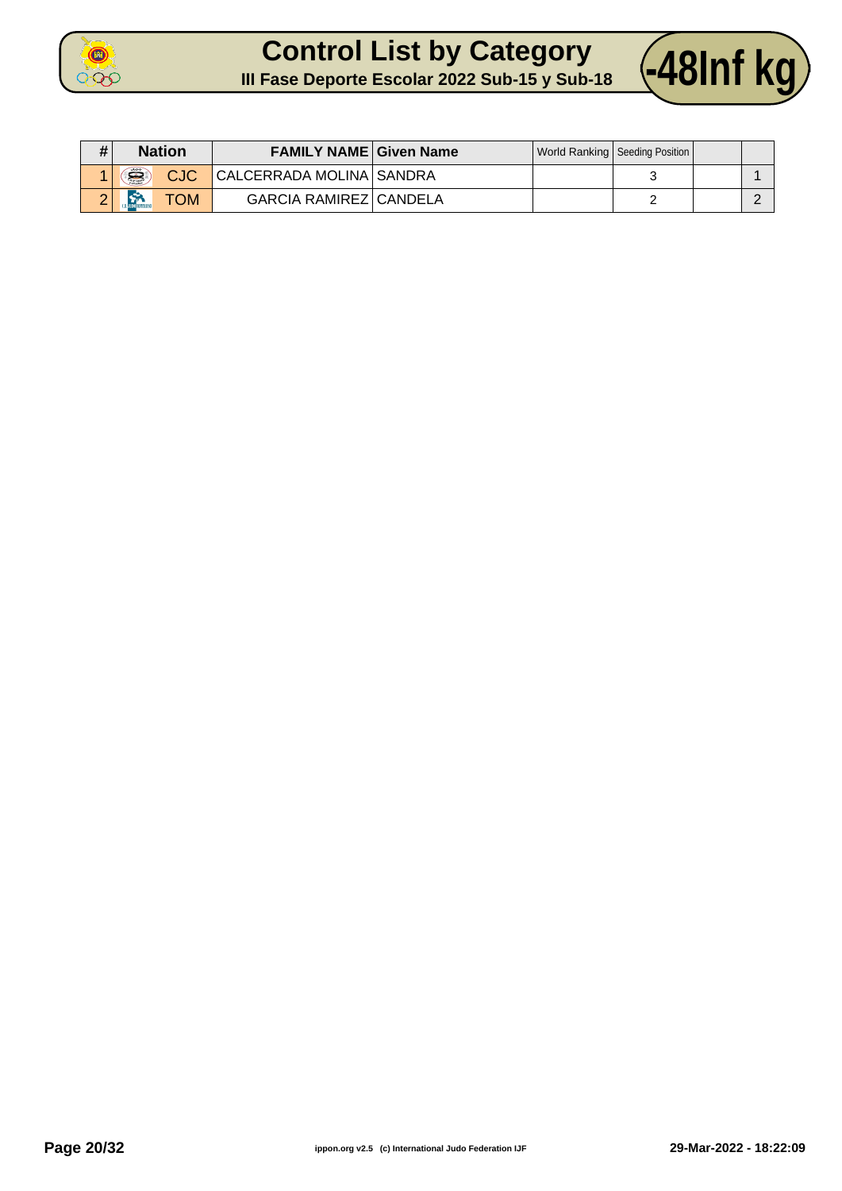# Control List by Category

## III Fase Deporte Escolar 2022 Sub-15 y Sub-18

## -48Inf kg

| # | Nation | FAMILY NAME | Given Name | World Ranking | Seeding Position | | |
|---|---|---|---|---|---|---|---|
| 1 | CJC | CALCERRADA MOLINA | SANDRA | | 3 | | 1 |
| 2 | TOM | GARCIA RAMIREZ | CANDELA | | 2 | | 2 |

ippon.org v2.5 (c) International Judo Federation IJF

29-Mar-2022 - 18:22:09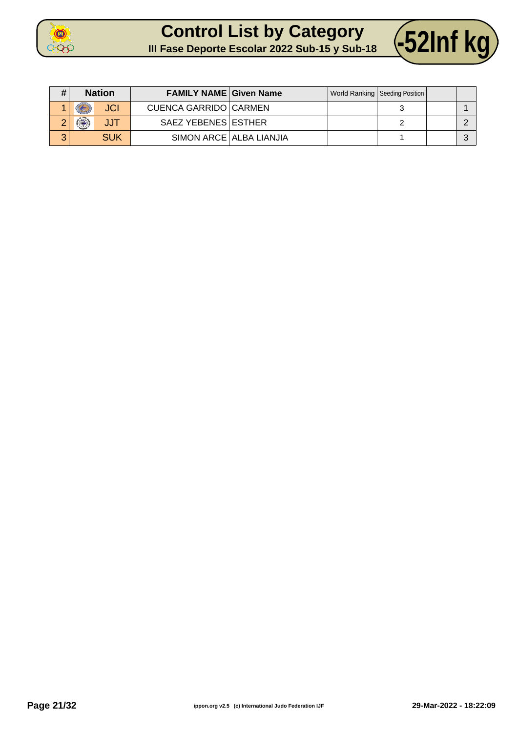# Control List by Category

## III Fase Deporte Escolar 2022 Sub-15 y Sub-18

## -52Inf kg

| # | Nation | FAMILY NAME | Given Name | World Ranking | Seeding Position | | |
|---|---|---|---|---|---|---|---|
| 1 | JCI | CUENCA GARRIDO | CARMEN | | 3 | | 1 |
| 2 | JJT | SAEZ YEBENES | ESTHER | | 2 | | 2 |
| 3 | SUK | SIMON ARCE | ALBA LIANJIA | | 1 | | 3 |

ippon.org v2.5 (c) International Judo Federation IJF

29-Mar-2022 - 18:22:09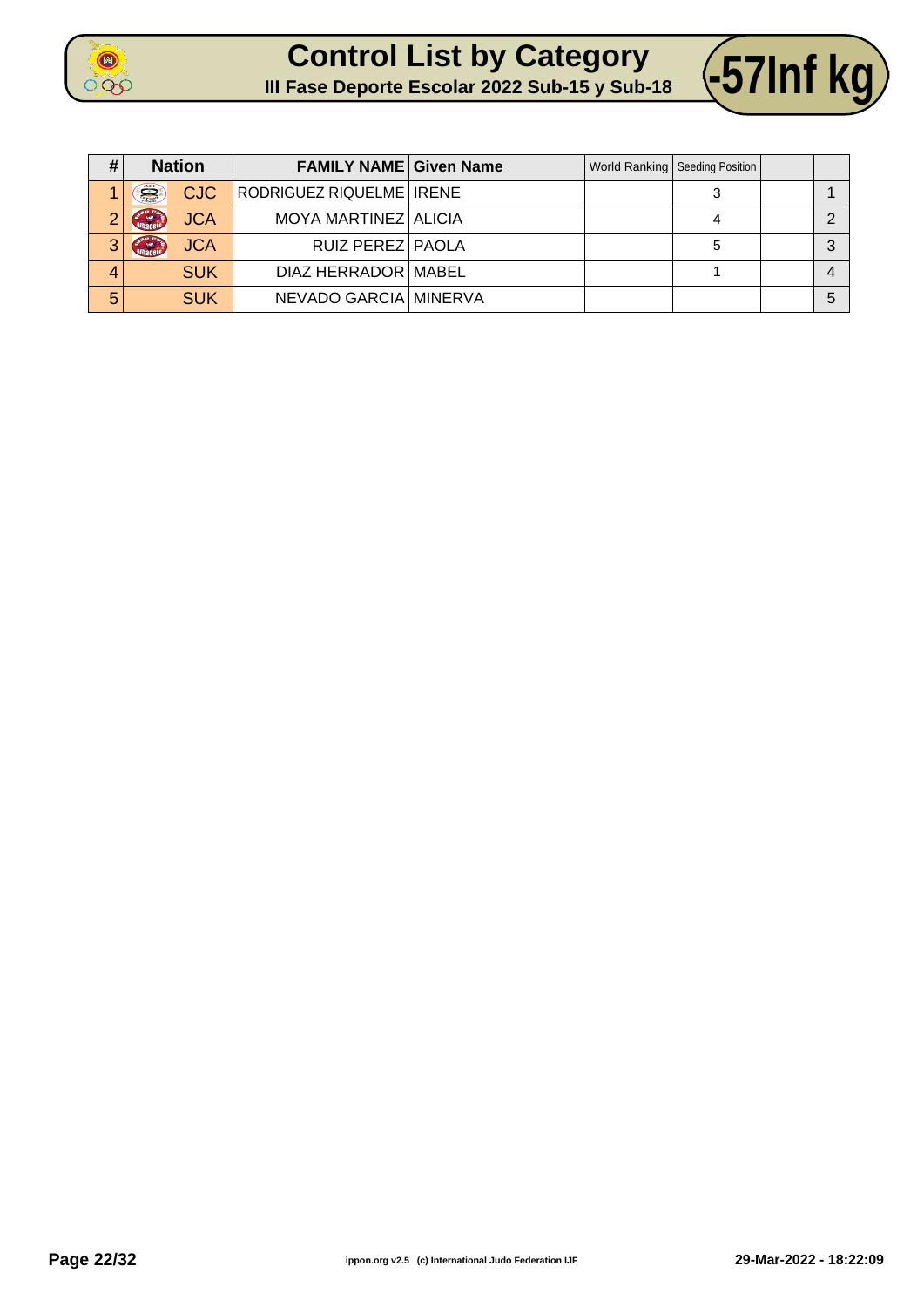# Control List by Category

## III Fase Deporte Escolar 2022 Sub-15 y Sub-18

## -57Inf kg

| # | Nation | FAMILY NAME | Given Name | World Ranking | Seeding Position | | |
|---|---|---|---|---|---|---|---|
| 1 | CJC | RODRIGUEZ RIQUELME | IRENE | | 3 | | 1 |
| 2 | JCA | MOYA MARTINEZ | ALICIA | | 4 | | 2 |
| 3 | JCA | RUIZ PEREZ | PAOLA | | 5 | | 3 |
| 4 | SUK | DIAZ HERRADOR | MABEL | | 1 | | 4 |
| 5 | SUK | NEVADO GARCIA | MINERVA | | | | 5 |

ippon.org v2.5 (c) International Judo Federation IJF

29-Mar-2022 - 18:22:09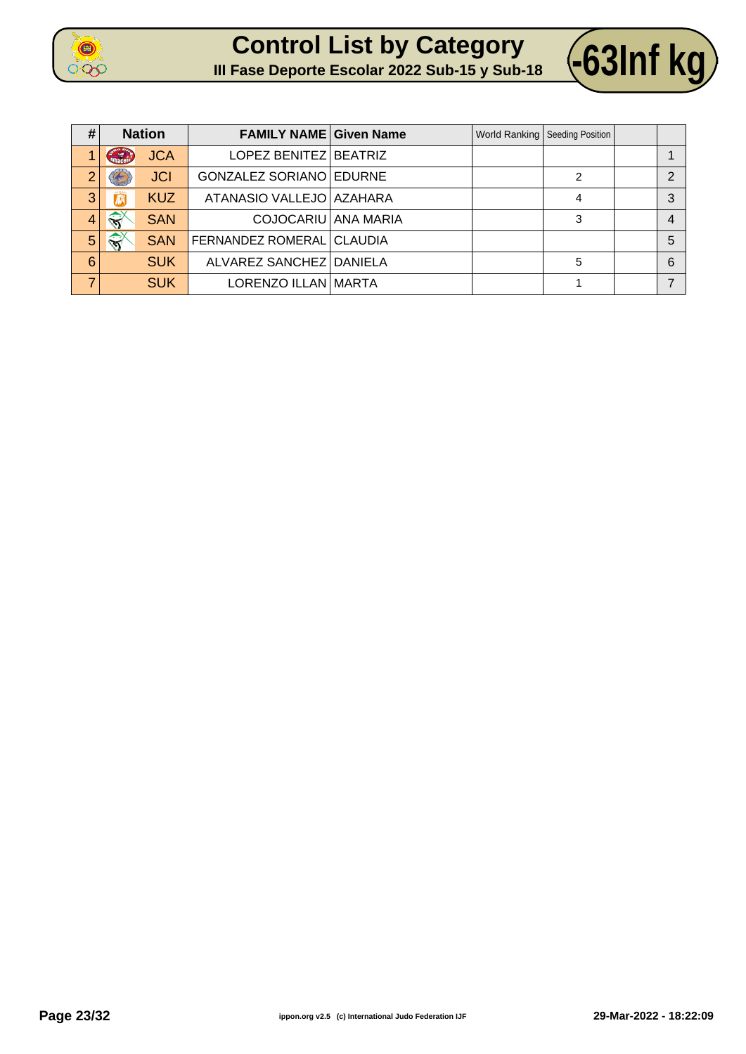# Control List by Category

## III Fase Deporte Escolar 2022 Sub-15 y Sub-18

## -63Inf kg

| # | Nation | FAMILY NAME | Given Name | World Ranking | Seeding Position | | |
|---|---|---|---|---|---|---|---|
| 1 | JCA | LOPEZ BENITEZ | BEATRIZ | | | | 1 |
| 2 | JCI | GONZALEZ SORIANO | EDURNE | | 2 | | 2 |
| 3 | KUZ | ATANASIO VALLEJO | AZAHARA | | 4 | | 3 |
| 4 | SAN | COJOCARIU | ANA MARIA | | 3 | | 4 |
| 5 | SAN | FERNANDEZ ROMERAL | CLAUDIA | | | | 5 |
| 6 | SUK | ALVAREZ SANCHEZ | DANIELA | | 5 | | 6 |
| 7 | SUK | LORENZO ILLAN | MARTA | | 1 | | 7 |

ippon.org v2.5 (c) International Judo Federation IJF

29-Mar-2022 - 18:22:09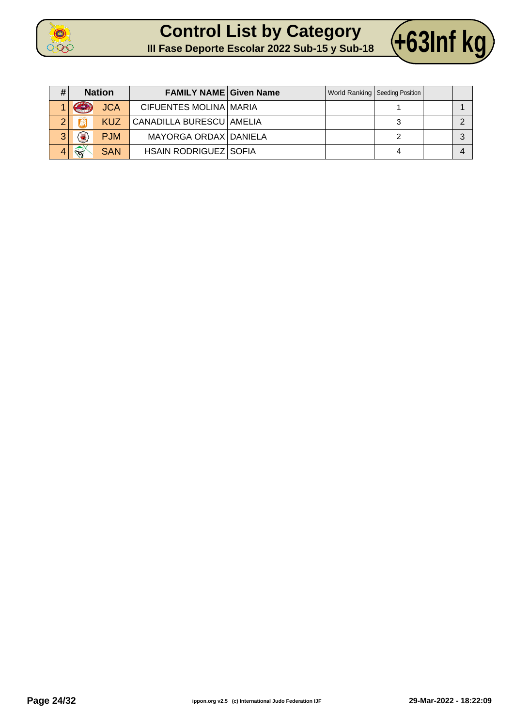# Control List by Category

## III Fase Deporte Escolar 2022 Sub-15 y Sub-18

## +63Inf kg

| # | Nation | FAMILY NAME | Given Name | World Ranking | Seeding Position | | |
|---|---|---|---|---|---|---|---|
| 1 | JCA | CIFUENTES MOLINA | MARIA | | 1 | | 1 |
| 2 | KUZ | CANADILLA BURESCU | AMELIA | | 3 | | 2 |
| 3 | PJM | MAYORGA ORDAX | DANIELA | | 2 | | 3 |
| 4 | SAN | HSAIN RODRIGUEZ | SOFIA | | 4 | | 4 |

ippon.org v2.5 (c) International Judo Federation IJF

29-Mar-2022 - 18:22:09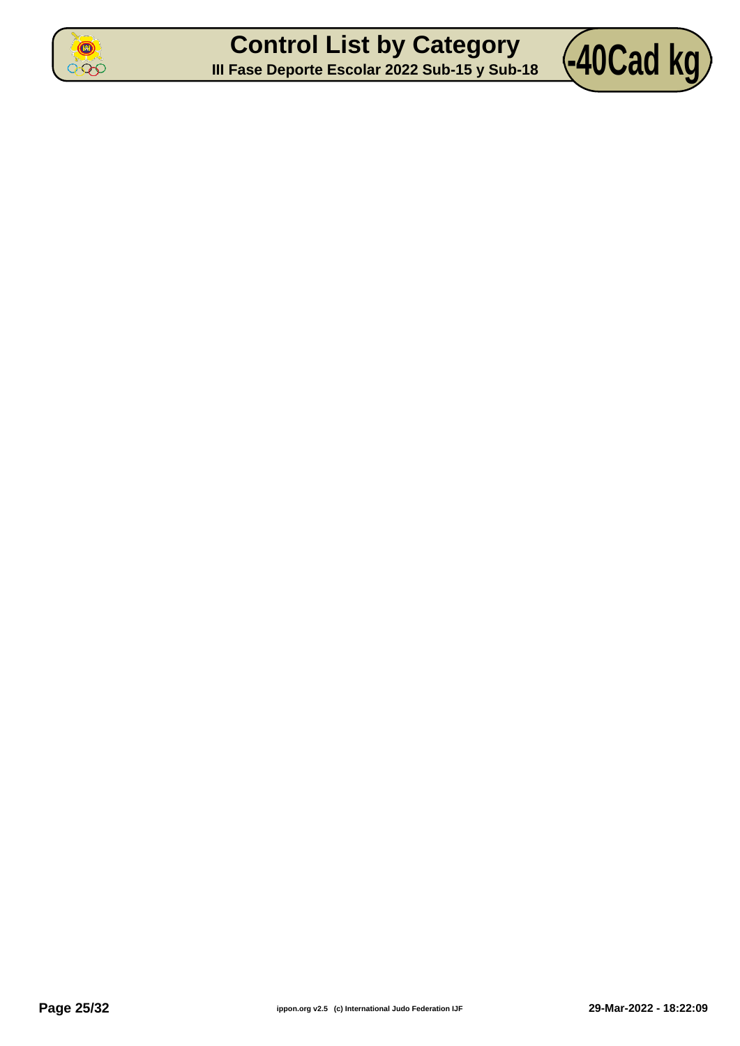# Control List by Category

**III Fase Deporte Escolar 2022 Sub-15 y Sub-18**

**-40Cad kg**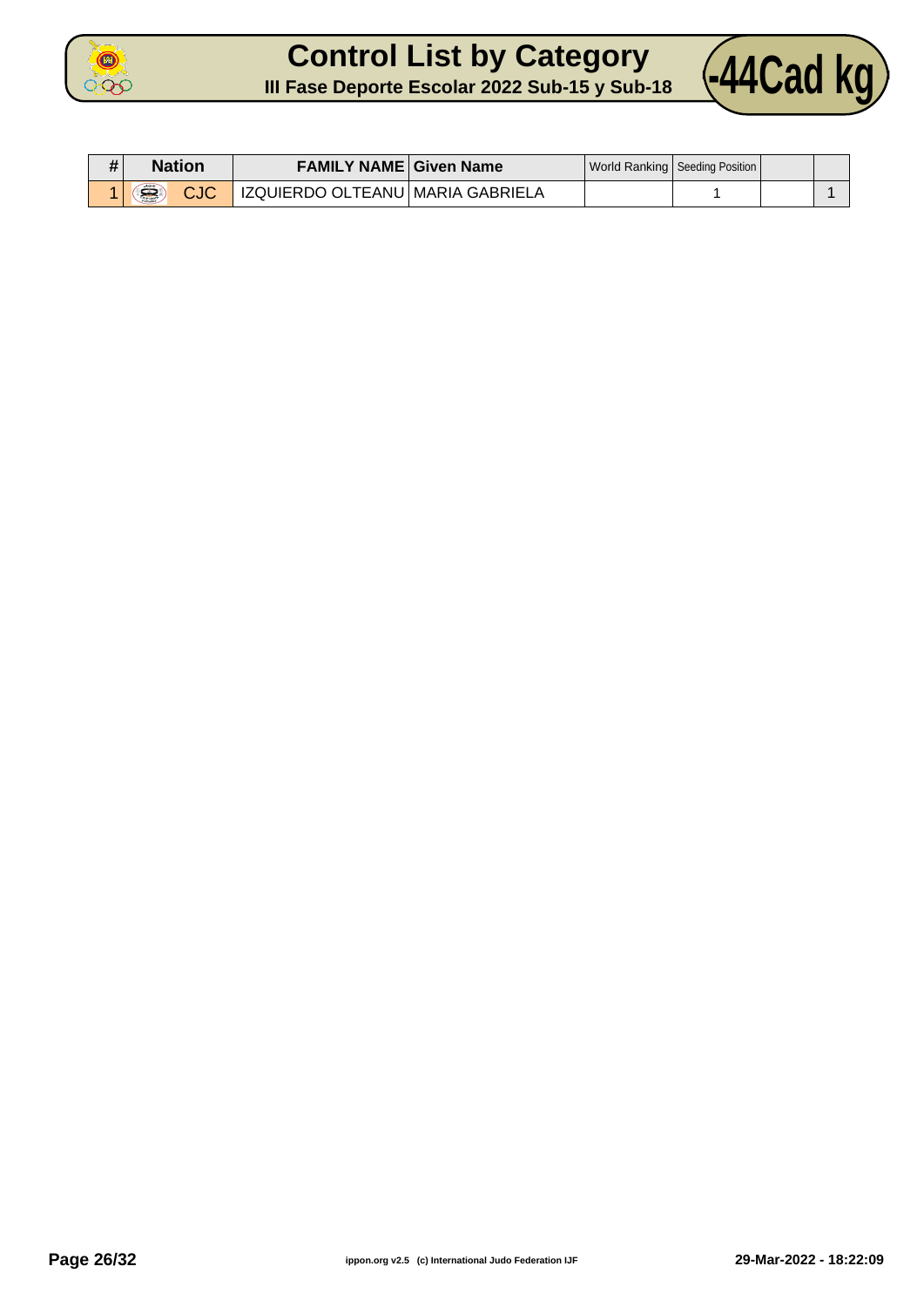# Control List by Category

**III Fase Deporte Escolar 2022 Sub-15 y Sub-18**

**-44Cad kg**

| # | Nation | FAMILY NAME | Given Name | World Ranking | Seeding Position | | |
|---|---|---|---|---|---|---|---|
| 1 | CJC | IZQUIERDO OLTEANU | MARIA GABRIELA | | 1 | | 1 |

ippon.org v2.5 (c) International Judo Federation IJF

29-Mar-2022 - 18:22:09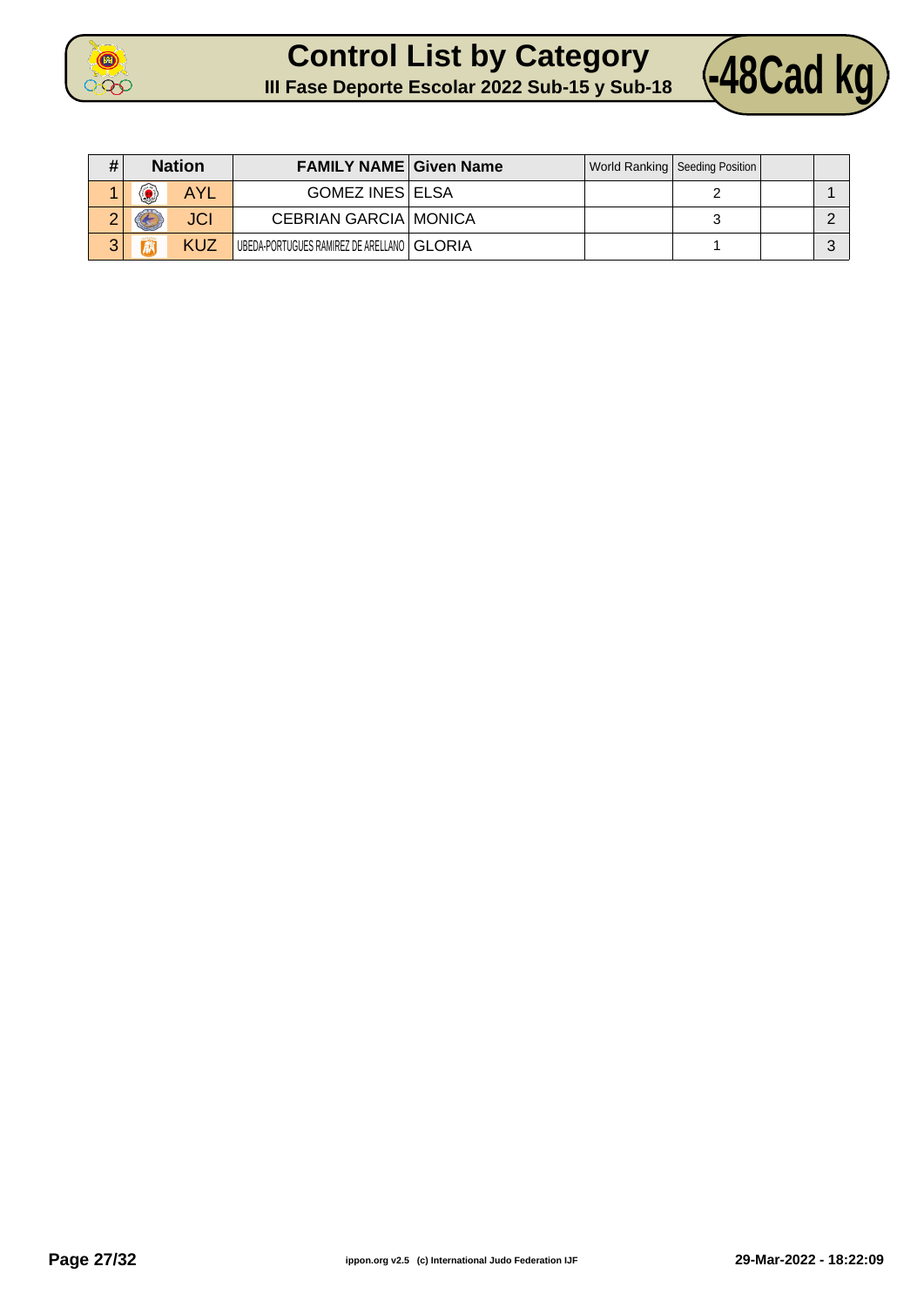# Control List by Category

## III Fase Deporte Escolar 2022 Sub-15 y Sub-18

**-48Cad kg**

| # | Nation | | FAMILY NAME | Given Name | World Ranking | Seeding Position | | |
|---|---|---|---|---|---|---|---|---|
| 1 | | AYL | GOMEZ INES | ELSA | | 2 | | 1 |
| 2 | | JCI | CEBRIAN GARCIA | MONICA | | 3 | | 2 |
| 3 | | KUZ | UBEDA-PORTUGUES RAMIREZ DE ARELLANO | GLORIA | | 1 | | 3 |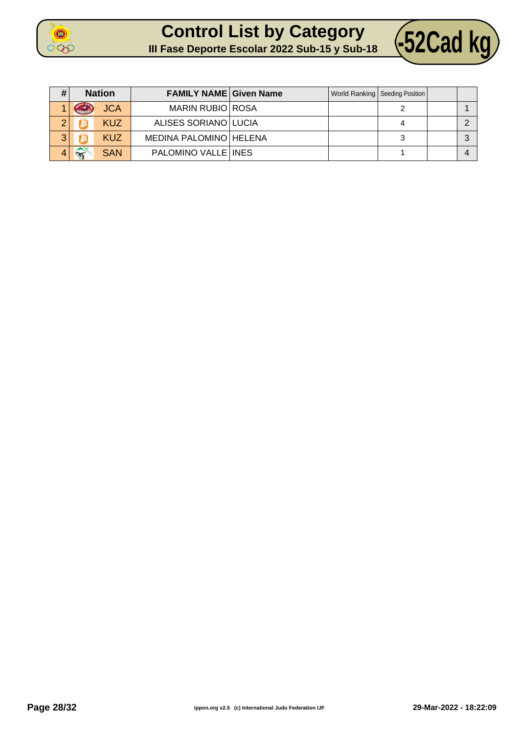# Control List by Category

## III Fase Deporte Escolar 2022 Sub-15 y Sub-18

## -52Cad kg

| # | Nation | FAMILY NAME | Given Name | World Ranking | Seeding Position | | |
|---|---|---|---|---|---|---|---|
| 1 | JCA | MARIN RUBIO | ROSA | | 2 | | 1 |
| 2 | KUZ | ALISES SORIANO | LUCIA | | 4 | | 2 |
| 3 | KUZ | MEDINA PALOMINO | HELENA | | 3 | | 3 |
| 4 | SAN | PALOMINO VALLE | INES | | 1 | | 4 |

ippon.org v2.5 (c) International Judo Federation IJF

29-Mar-2022 - 18:22:09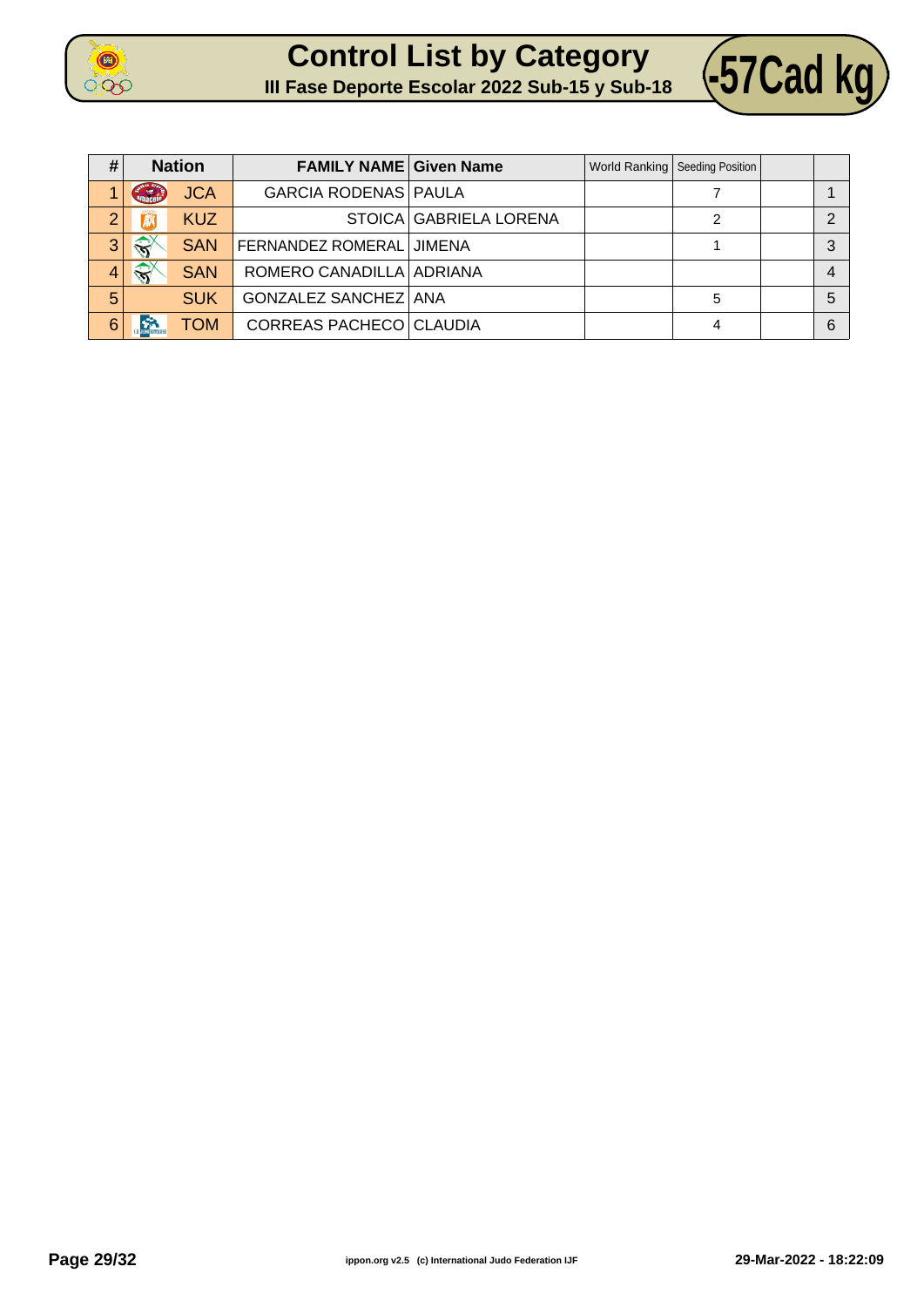# Control List by Category

## III Fase Deporte Escolar 2022 Sub-15 y Sub-18

**-57Cad kg**

| # | Nation | FAMILY NAME | Given Name | World Ranking | Seeding Position | | |
|---|---|---|---|---|---|---|---|
| 1 | JCA | GARCIA RODENAS | PAULA | | 7 | | 1 |
| 2 | KUZ | STOICA | GABRIELA LORENA | | 2 | | 2 |
| 3 | SAN | FERNANDEZ ROMERAL | JIMENA | | 1 | | 3 |
| 4 | SAN | ROMERO CANADILLA | ADRIANA | | | | 4 |
| 5 | SUK | GONZALEZ SANCHEZ | ANA | | 5 | | 5 |
| 6 | TOM | CORREAS PACHECO | CLAUDIA | | 4 | | 6 |

ippon.org v2.5 (c) International Judo Federation IJF

29-Mar-2022 - 18:22:09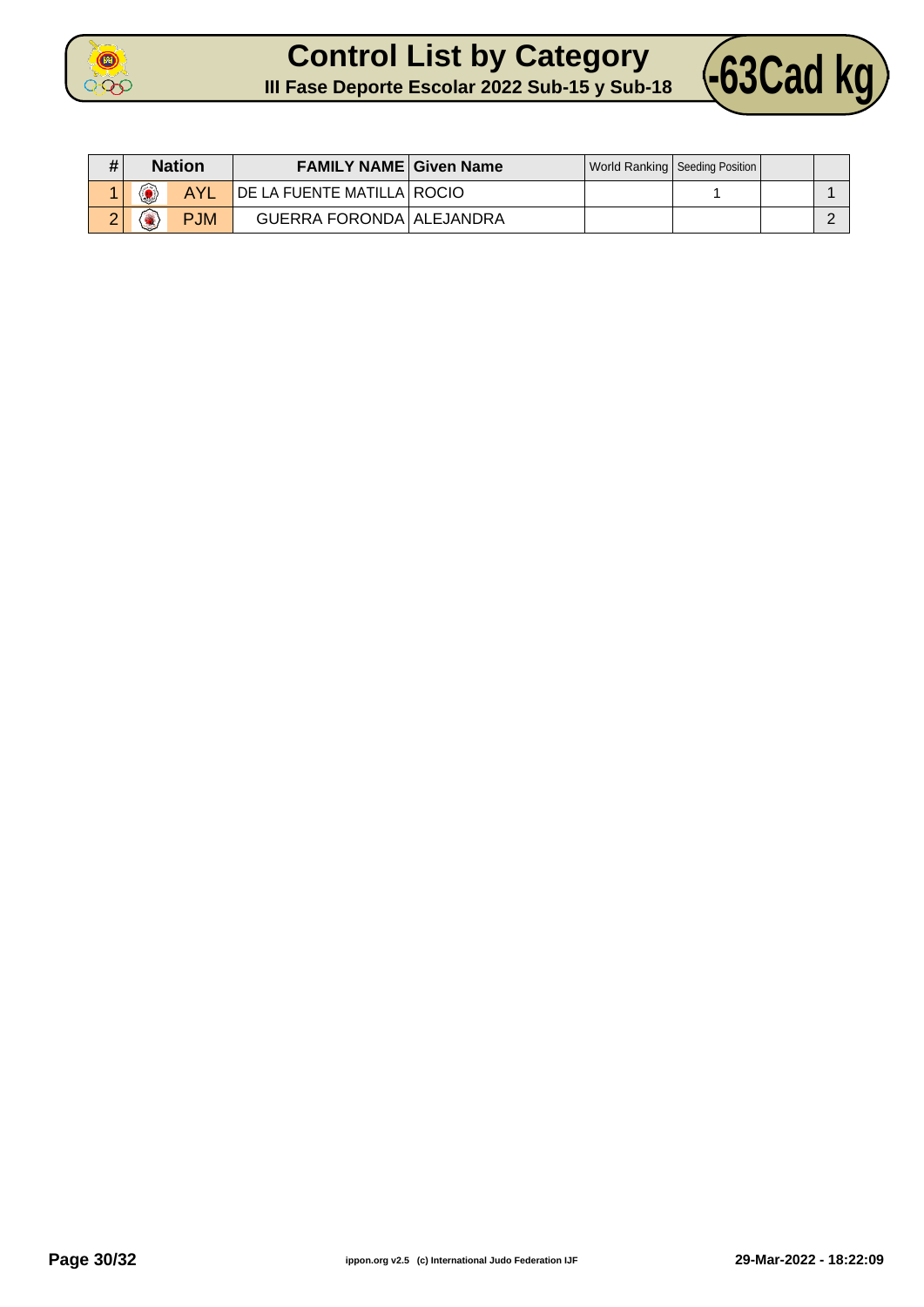# Control List by Category

## III Fase Deporte Escolar 2022 Sub-15 y Sub-18

**-63Cad kg**

| # | Nation | | FAMILY NAME | Given Name | World Ranking | Seeding Position | | |
|---|---|---|---|---|---|---|---|---|
| 1 | | AYL | DE LA FUENTE MATILLA | ROCIO | | 1 | | 1 |
| 2 | | PJM | GUERRA FORONDA | ALEJANDRA | | | | 2 |

ippon.org v2.5 (c) International Judo Federation IJF

29-Mar-2022 - 18:22:09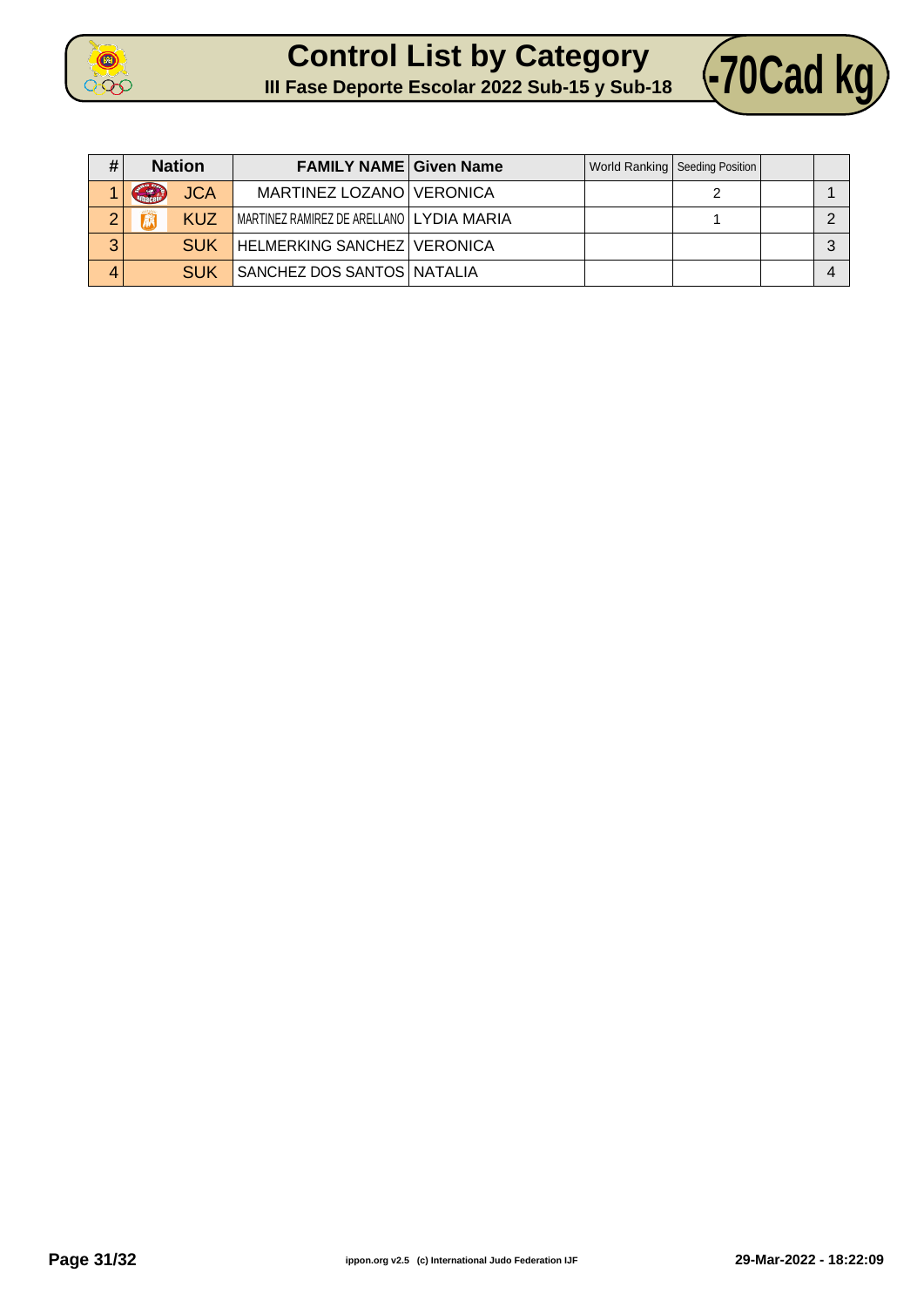# Control List by Category

## III Fase Deporte Escolar 2022 Sub-15 y Sub-18

## -70Cad kg

| # | Nation | FAMILY NAME | Given Name | World Ranking | Seeding Position | | |
|---|---|---|---|---|---|---|---|
| 1 | JCA | MARTINEZ LOZANO | VERONICA | | 2 | | 1 |
| 2 | KUZ | MARTINEZ RAMIREZ DE ARELLANO | LYDIA MARIA | | 1 | | 2 |
| 3 | SUK | HELMERKING SANCHEZ | VERONICA | | | | 3 |
| 4 | SUK | SANCHEZ DOS SANTOS | NATALIA | | | | 4 |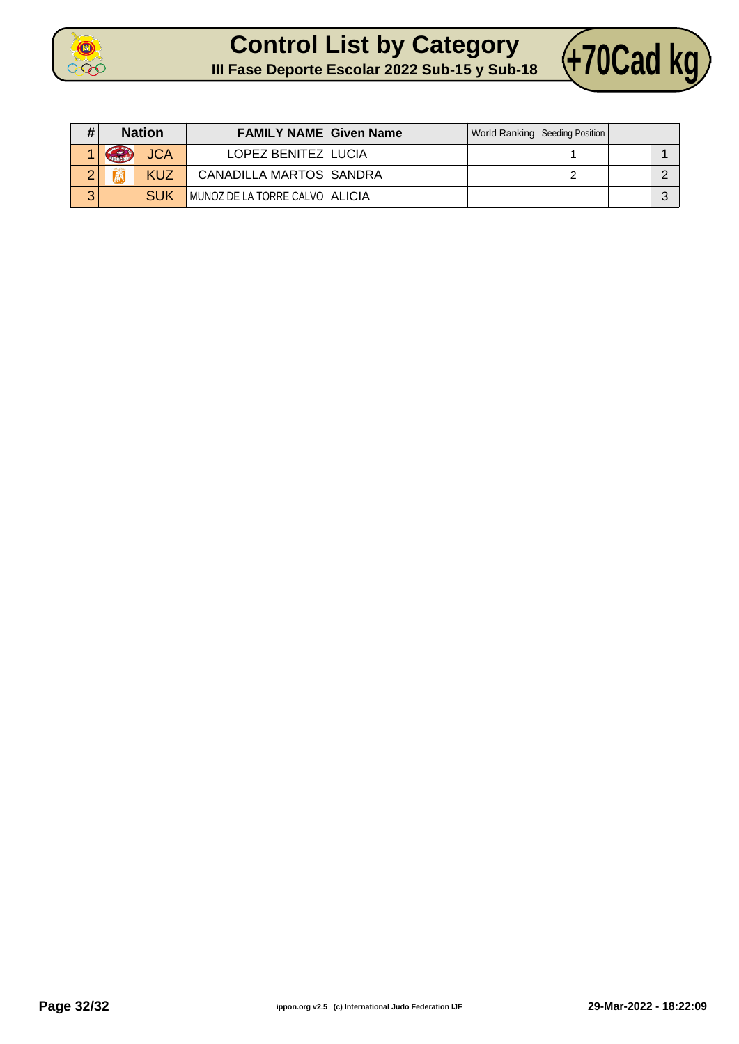# Control List by Category

## III Fase Deporte Escolar 2022 Sub-15 y Sub-18

**+70Cad kg**

| # | Nation | FAMILY NAME | Given Name | World Ranking | Seeding Position | | |
|---|---|---|---|---|---|---|---|
| 1 | JCA | LOPEZ BENITEZ | LUCIA | | 1 | | 1 |
| 2 | KUZ | CANADILLA MARTOS | SANDRA | | 2 | | 2 |
| 3 | SUK | MUNOZ DE LA TORRE CALVO | ALICIA | | | | 3 |

ippon.org v2.5 (c) International Judo Federation IJF

29-Mar-2022 - 18:22:09